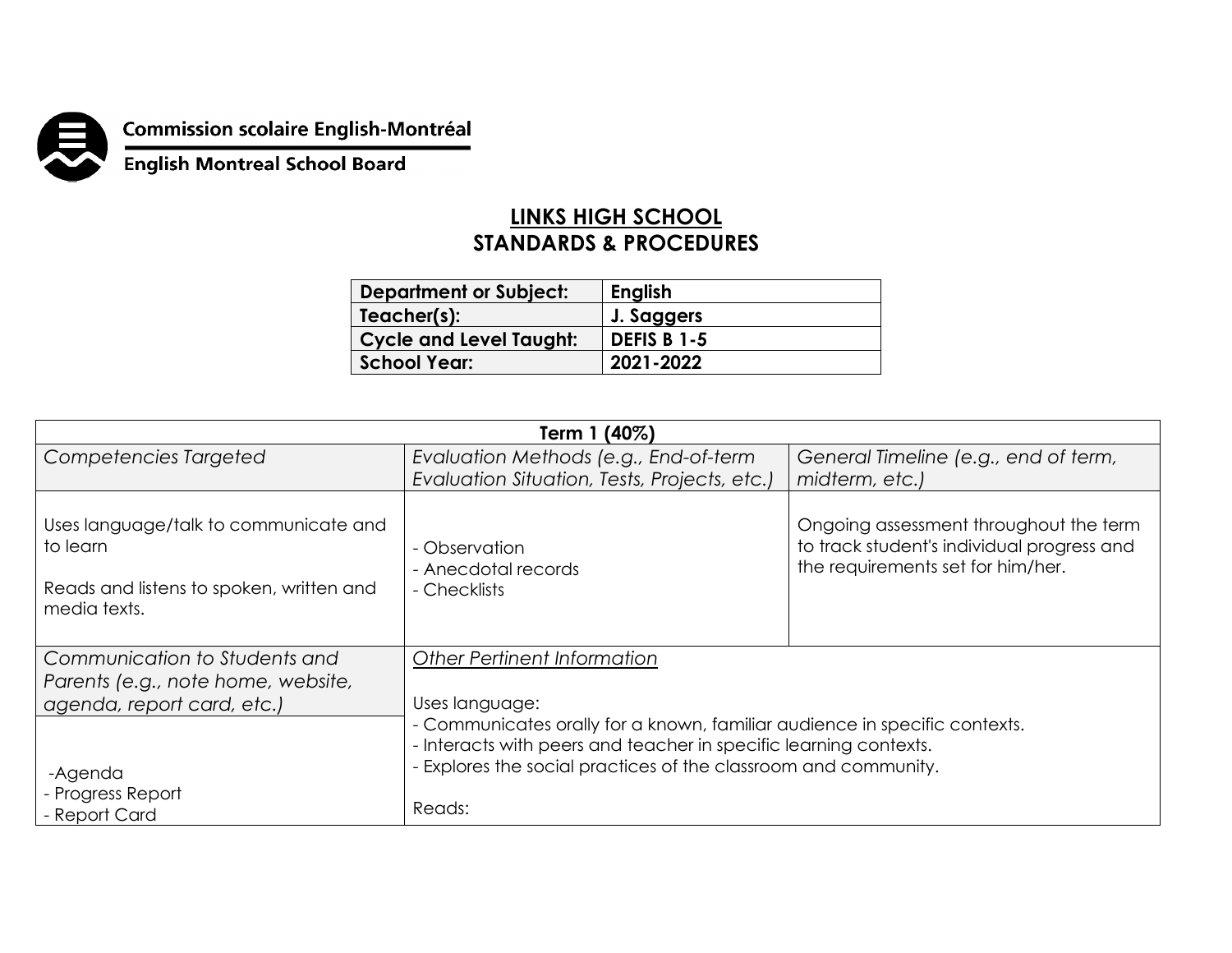Commission scolaire English-Montréal

English Montreal School Board

# LINKS HIGH SCHOOL
## STANDARDS & PROCEDURES

| Department or Subject: | English |
|---|---|
| Teacher(s): | J. Saggers |
| Cycle and Level Taught: | DEFIS B 1-5 |
| School Year: | 2021-2022 |

| Term 1 (40%) | | |
|---|---|---|
| *Competencies Targeted* | *Evaluation Methods (e.g., End-of-term Evaluation Situation, Tests, Projects, etc.)* | *General Timeline (e.g., end of term, midterm, etc.)* |
| Uses language/talk to communicate and to learn<br><br>Reads and listens to spoken, written and media texts. | - Observation<br>- Anecdotal records<br>- Checklists | Ongoing assessment throughout the term to track student's individual progress and the requirements set for him/her. |
| *Communication to Students and Parents (e.g., note home, website, agenda, report card, etc.)* | *<u>Other Pertinent Information</u>*<br><br>Uses language:<br>- Communicates orally for a known, familiar audience in specific contexts.<br>- Interacts with peers and teacher in specific learning contexts.<br>- Explores the social practices of the classroom and community.<br><br>Reads: | |
| -Agenda<br>- Progress Report<br>- Report Card | | |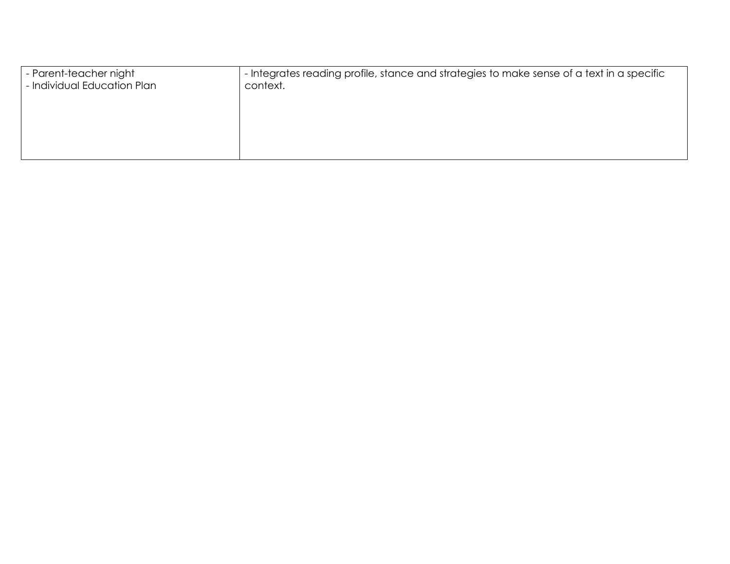| | |
|---|---|
| - Parent-teacher night<br>- Individual Education Plan | - Integrates reading profile, stance and strategies to make sense of a text in a specific context. |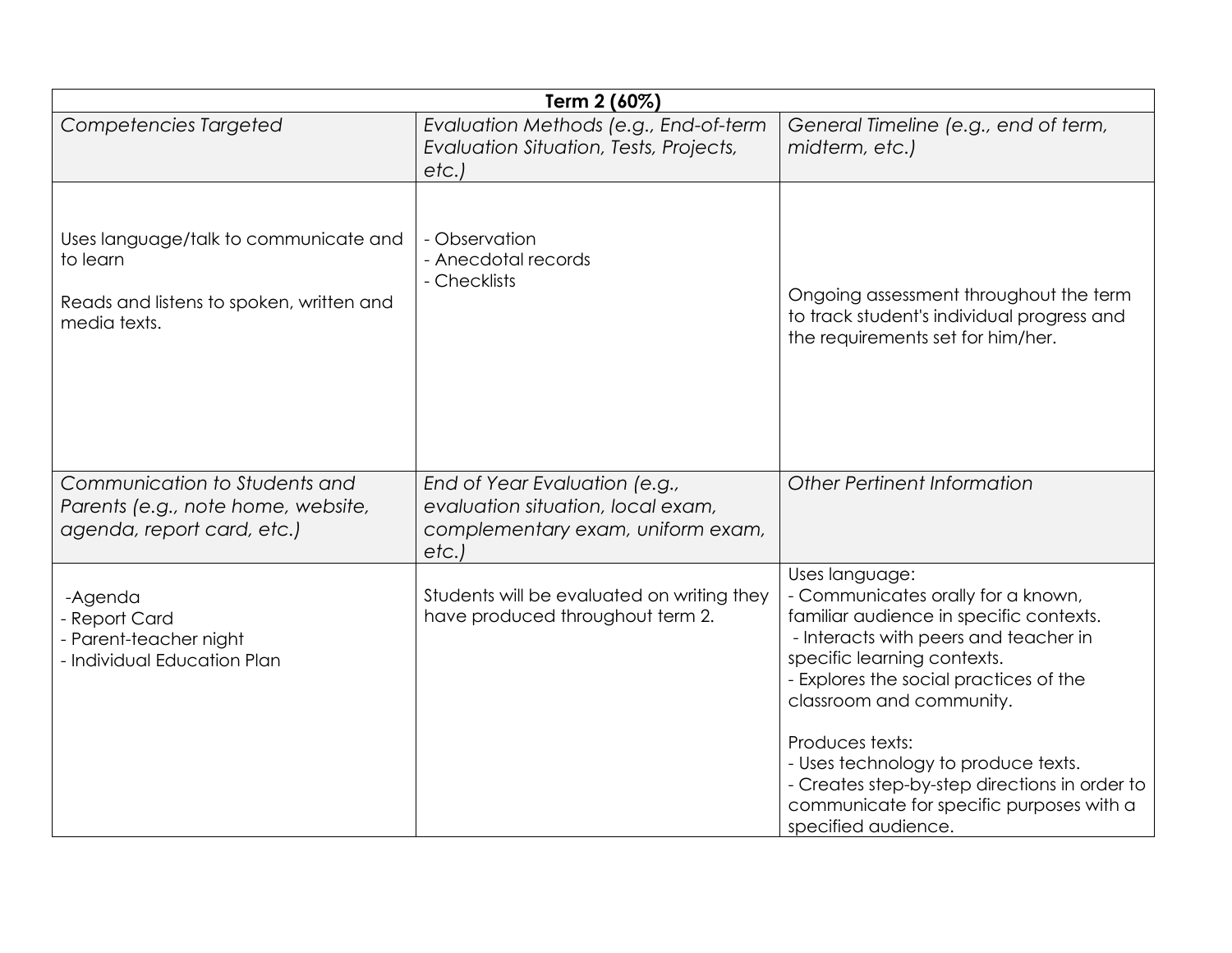| Term 2 (60%) | | |
|---|---|---|
| *Competencies Targeted* | *Evaluation Methods (e.g., End-of-term Evaluation Situation, Tests, Projects, etc.)* | *General Timeline (e.g., end of term, midterm, etc.)* |
| Uses language/talk to communicate and to learn<br><br>Reads and listens to spoken, written and media texts. | - Observation<br>- Anecdotal records<br>- Checklists | Ongoing assessment throughout the term to track student's individual progress and the requirements set for him/her. |
| *Communication to Students and Parents (e.g., note home, website, agenda, report card, etc.)* | *End of Year Evaluation (e.g., evaluation situation, local exam, complementary exam, uniform exam, etc.)* | *Other Pertinent Information* |
| -Agenda<br>- Report Card<br>- Parent-teacher night<br>- Individual Education Plan | Students will be evaluated on writing they have produced throughout term 2. | Uses language:<br>- Communicates orally for a known, familiar audience in specific contexts.<br>- Interacts with peers and teacher in specific learning contexts.<br>- Explores the social practices of the classroom and community.<br><br>Produces texts:<br>- Uses technology to produce texts.<br>- Creates step-by-step directions in order to communicate for specific purposes with a specified audience. |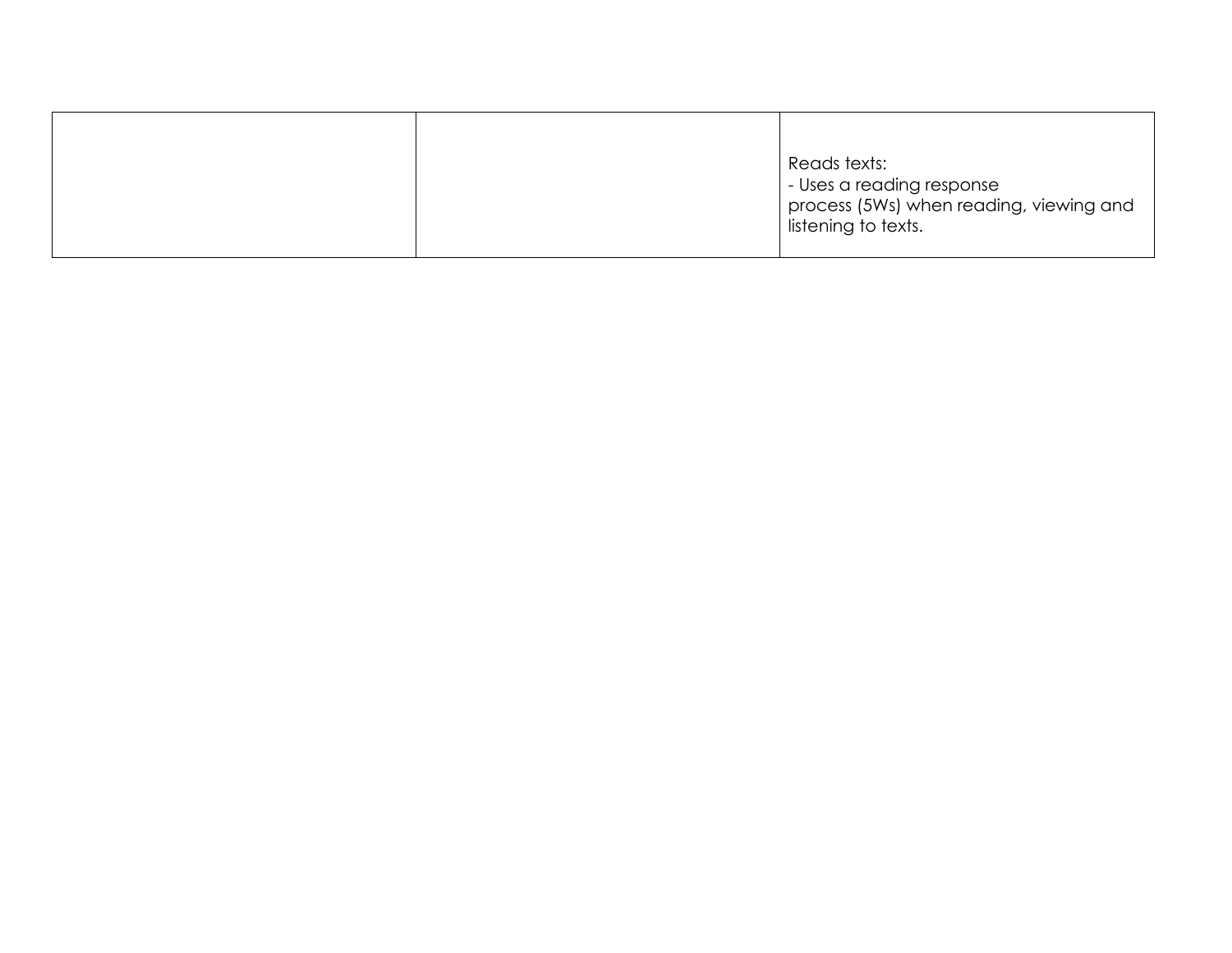| | | |
|---|---|---|
| | | Reads texts:<br>- Uses a reading response<br>process (5Ws) when reading, viewing and listening to texts. |